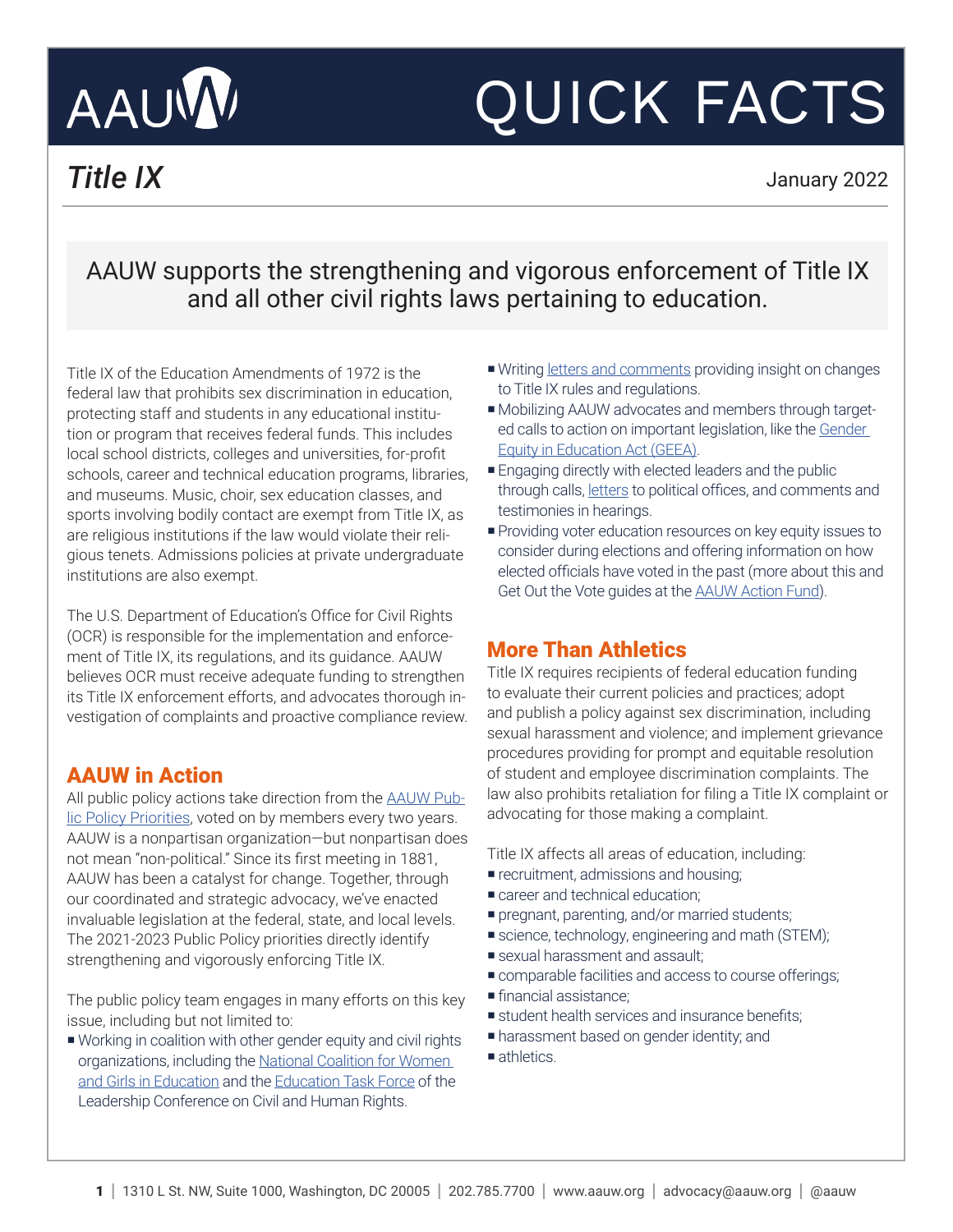AAUW

# QUICK FACTS

## *Title IX*

January 2022

**AAUW supports the strengthening and vigorous enforcement of Title IX and all other civil rights laws pertaining to education.**

Title IX of the Education Amendments of 1972 is the federal law that prohibits sex discrimination in education, protecting staff and students in any educational institution or program that receives federal funds. This includes local school districts, colleges and universities, for-profit schools, career and technical education programs, libraries, and museums. Music, choir, sex education classes, and sports involving bodily contact are exempt from Title IX, as are religious institutions if the law would violate their religious tenets. Admissions policies at private undergraduate institutions are also exempt.

The U.S. Department of Education's Office for Civil Rights (OCR) is responsible for the implementation and enforcement of Title IX, its regulations, and its guidance. AAUW believes OCR must receive adequate funding to strengthen its Title IX enforcement efforts, and advocates thorough investigation of complaints and proactive compliance review.

### AAUW in Action

All public policy actions take direction from the AAUW Public Policy Priorities, voted on by members every two years. AAUW is a nonpartisan organization—but nonpartisan does not mean "non-political." Since its first meeting in 1881, AAUW has been a catalyst for change. Together, through our coordinated and strategic advocacy, we've enacted invaluable legislation at the federal, state, and local levels. The 2021-2023 Public Policy priorities directly identify strengthening and vigorously enforcing Title IX.

The public policy team engages in many efforts on this key issue, including but not limited to:

- Working in coalition with other gender equity and civil rights organizations, including the National Coalition for Women and Girls in Education and the Education Task Force of the Leadership Conference on Civil and Human Rights.
- Writing letters and comments providing insight on changes to Title IX rules and regulations.
- Mobilizing AAUW advocates and members through targeted calls to action on important legislation, like the Gender Equity in Education Act (GEEA).
- Engaging directly with elected leaders and the public through calls, letters to political offices, and comments and testimonies in hearings.
- Providing voter education resources on key equity issues to consider during elections and offering information on how elected officials have voted in the past (more about this and Get Out the Vote guides at the AAUW Action Fund).

### More Than Athletics

Title IX requires recipients of federal education funding to evaluate their current policies and practices; adopt and publish a policy against sex discrimination, including sexual harassment and violence; and implement grievance procedures providing for prompt and equitable resolution of student and employee discrimination complaints. The law also prohibits retaliation for filing a Title IX complaint or advocating for those making a complaint.

Title IX affects all areas of education, including:

- recruitment, admissions and housing;
- career and technical education;
- pregnant, parenting, and/or married students;
- science, technology, engineering and math (STEM);
- sexual harassment and assault;
- comparable facilities and access to course offerings;
- financial assistance;
- student health services and insurance benefits;
- harassment based on gender identity; and
- athletics.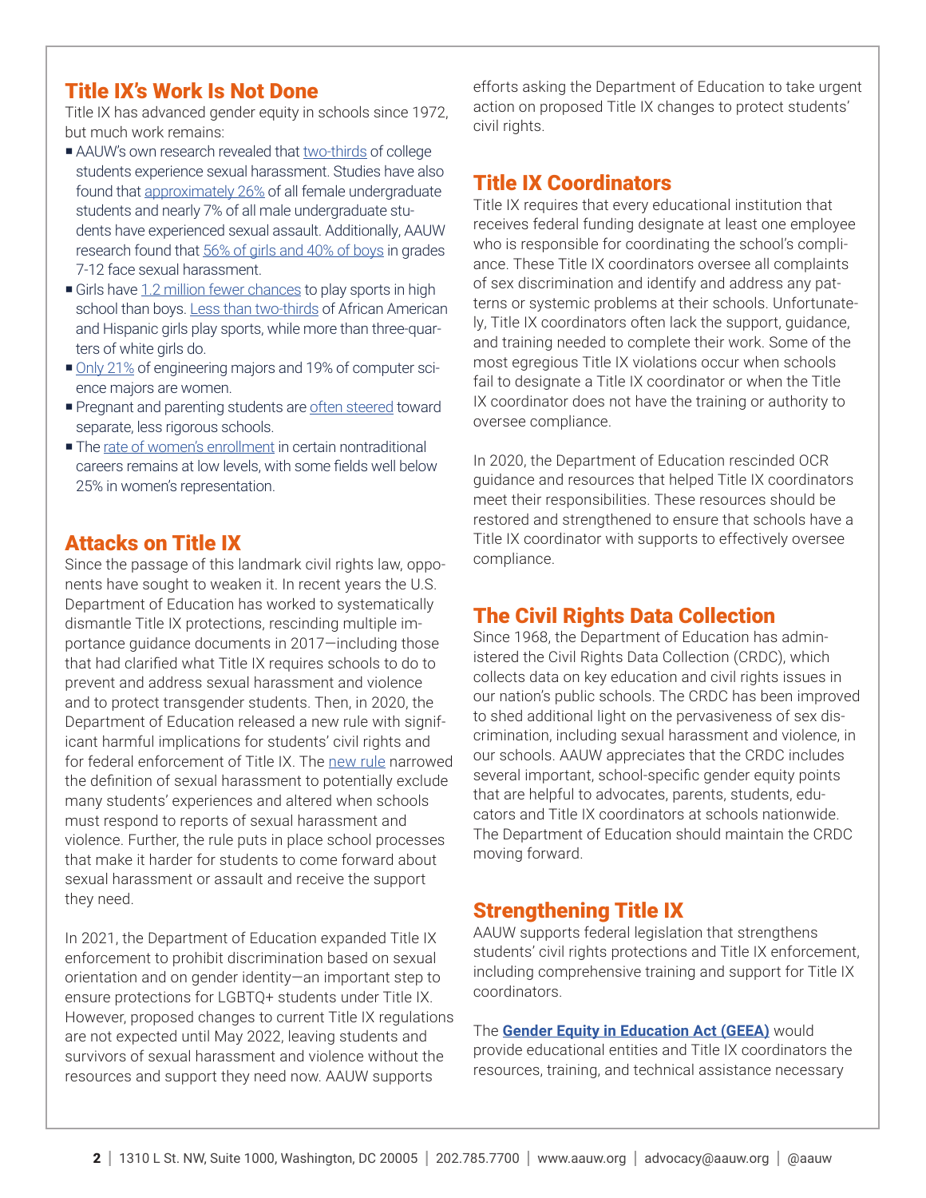## Title IX's Work Is Not Done

Title IX has advanced gender equity in schools since 1972, but much work remains:

- AAUW's own research revealed that two-thirds of college students experience sexual harassment. Studies have also found that approximately 26% of all female undergraduate students and nearly 7% of all male undergraduate students have experienced sexual assault. Additionally, AAUW research found that 56% of girls and 40% of boys in grades 7-12 face sexual harassment.
- Girls have 1.2 million fewer chances to play sports in high school than boys. Less than two-thirds of African American and Hispanic girls play sports, while more than three-quarters of white girls do.
- Only 21% of engineering majors and 19% of computer science majors are women.
- Pregnant and parenting students are often steered toward separate, less rigorous schools.
- The rate of women's enrollment in certain nontraditional careers remains at low levels, with some fields well below 25% in women's representation.

## Attacks on Title IX

Since the passage of this landmark civil rights law, opponents have sought to weaken it. In recent years the U.S. Department of Education has worked to systematically dismantle Title IX protections, rescinding multiple importance guidance documents in 2017—including those that had clarified what Title IX requires schools to do to prevent and address sexual harassment and violence and to protect transgender students. Then, in 2020, the Department of Education released a new rule with significant harmful implications for students' civil rights and for federal enforcement of Title IX. The new rule narrowed the definition of sexual harassment to potentially exclude many students' experiences and altered when schools must respond to reports of sexual harassment and violence. Further, the rule puts in place school processes that make it harder for students to come forward about sexual harassment or assault and receive the support they need.

In 2021, the Department of Education expanded Title IX enforcement to prohibit discrimination based on sexual orientation and on gender identity—an important step to ensure protections for LGBTQ+ students under Title IX. However, proposed changes to current Title IX regulations are not expected until May 2022, leaving students and survivors of sexual harassment and violence without the resources and support they need now. AAUW supports efforts asking the Department of Education to take urgent action on proposed Title IX changes to protect students' civil rights.

## Title IX Coordinators

Title IX requires that every educational institution that receives federal funding designate at least one employee who is responsible for coordinating the school's compliance. These Title IX coordinators oversee all complaints of sex discrimination and identify and address any patterns or systemic problems at their schools. Unfortunately, Title IX coordinators often lack the support, guidance, and training needed to complete their work. Some of the most egregious Title IX violations occur when schools fail to designate a Title IX coordinator or when the Title IX coordinator does not have the training or authority to oversee compliance.

In 2020, the Department of Education rescinded OCR guidance and resources that helped Title IX coordinators meet their responsibilities. These resources should be restored and strengthened to ensure that schools have a Title IX coordinator with supports to effectively oversee compliance.

## The Civil Rights Data Collection

Since 1968, the Department of Education has administered the Civil Rights Data Collection (CRDC), which collects data on key education and civil rights issues in our nation's public schools. The CRDC has been improved to shed additional light on the pervasiveness of sex discrimination, including sexual harassment and violence, in our schools. AAUW appreciates that the CRDC includes several important, school-specific gender equity points that are helpful to advocates, parents, students, educators and Title IX coordinators at schools nationwide. The Department of Education should maintain the CRDC moving forward.

## Strengthening Title IX

AAUW supports federal legislation that strengthens students' civil rights protections and Title IX enforcement, including comprehensive training and support for Title IX coordinators.

The **Gender Equity in Education Act (GEEA)** would provide educational entities and Title IX coordinators the resources, training, and technical assistance necessary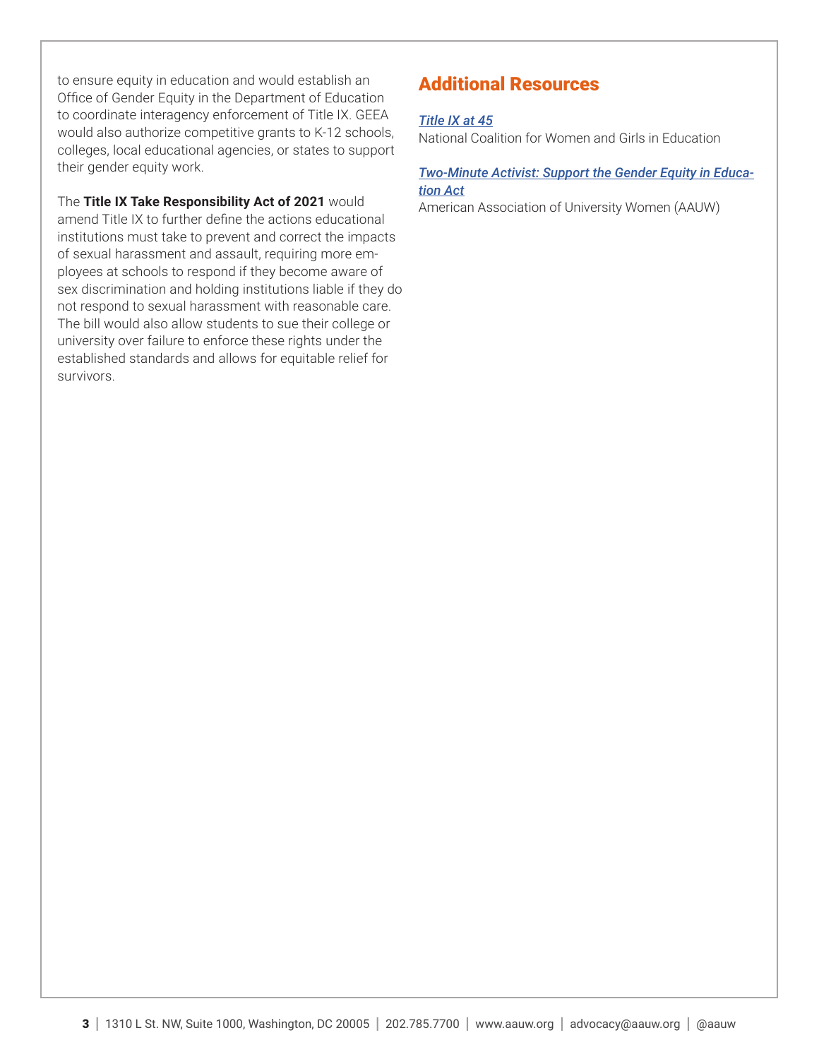to ensure equity in education and would establish an Office of Gender Equity in the Department of Education to coordinate interagency enforcement of Title IX. GEEA would also authorize competitive grants to K-12 schools, colleges, local educational agencies, or states to support their gender equity work.

The **Title IX Take Responsibility Act of 2021** would amend Title IX to further define the actions educational institutions must take to prevent and correct the impacts of sexual harassment and assault, requiring more employees at schools to respond if they become aware of sex discrimination and holding institutions liable if they do not respond to sexual harassment with reasonable care. The bill would also allow students to sue their college or university over failure to enforce these rights under the established standards and allows for equitable relief for survivors.

## Additional Resources

***Title IX at 45***
National Coalition for Women and Girls in Education

***Two-Minute Activist: Support the Gender Equity in Education Act***
American Association of University Women (AAUW)